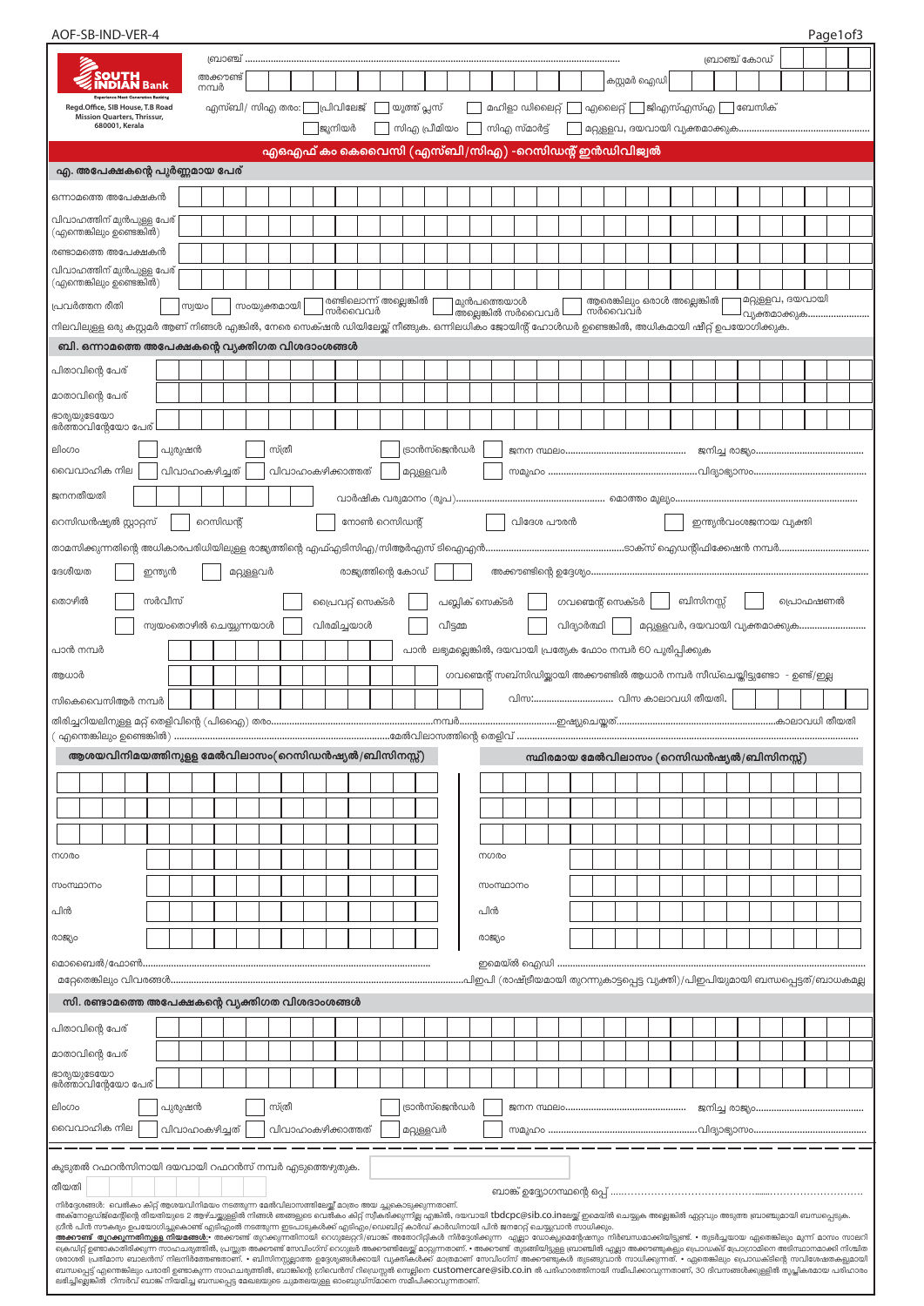AOF-SB-IND-VER-4

**SOUTH INDIAN Bank**
Experience Next Generation Banking
Regd.Office, SIB House, T.B Road
Mission Quarters, Thrissur,
680001, Kerala

ബ്രാഞ്ച് ........................................................................ ബ്രാഞ്ച് കോഡ്

അക്കൗണ്ട് നമ്പർ | കസ്റ്റമർ ഐഡി

എസ്ബി/ സിഎ തരം: ☐ പ്രിവിലേജ് ☐ യൂത്ത് പ്ലസ് ☐ മഹിളാ ഡിലൈറ്റ് ☐ എലൈറ്റ് ☐ ജിഎസ്എസ്എ ☐ ബേസിക് ☐ ജൂനിയർ ☐ സിഎ പ്രീമിയം ☐ സിഎ സ്മാർട്ട് ☐ മറ്റുള്ളവ, ദയവായി വ്യക്തമാക്കുക..........

# എഒഎഫ് കം കെവൈസി (എസ്ബി/സിഎ) -റെസിഡന്റ് ഇൻഡിവിജ്വൽ

## എ. അപേക്ഷകന്റെ പൂർണ്ണമായ പേര്

ഒന്നാമത്തെ അപേക്ഷകൻ

വിവാഹത്തിന് മുൻപുള്ള പേര് (എന്തെങ്കിലും ഉണ്ടെങ്കിൽ)

രണ്ടാമത്തെ അപേക്ഷകൻ

വിവാഹത്തിന് മുൻപുള്ള പേര് (എന്തെങ്കിലും ഉണ്ടെങ്കിൽ)

പ്രവർത്തന രീതി ☐ സ്വയം ☐ സംയുക്തമായി ☐ രണ്ടിലൊന്ന് അല്ലെങ്കിൽ സർവൈവർ ☐ മുൻപത്തെയാൾ അല്ലെങ്കിൽ സർവൈവർ ☐ ആരെങ്കിലും ഒരാൾ അല്ലെങ്കിൽ സർവൈവർ ☐ മറ്റുള്ളവ, ദയവായി വ്യക്തമാക്കുക..........

നിലവിലുള്ള ഒരു കസ്റ്റമർ ആണ് നിങ്ങൾ എങ്കിൽ, നേരെ സെക്ഷൻ ഡിയിലേയ്ക്ക് നീങ്ങുക. ഒന്നിലധികം ജോയിന്റ് ഹോൾഡർ ഉണ്ടെങ്കിൽ, അധികമായി ഷീറ്റ് ഉപയോഗിക്കുക.

## ബി. ഒന്നാമത്തെ അപേക്ഷകന്റെ വ്യക്തിഗത വിശദാംശങ്ങൾ

പിതാവിന്റെ പേര്

മാതാവിന്റെ പേര്

ഭാര്യയുടേയോ ഭർത്താവിന്റേയോ പേര്

ലിംഗം ☐ പുരുഷൻ ☐ സ്ത്രീ ☐ ട്രാൻസ്ജെൻഡർ ☐ ജനന സ്ഥലം.......................... ജനിച്ച രാജ്യം..........................

വൈവാഹിക നില ☐ വിവാഹംകഴിച്ചത് ☐ വിവാഹംകഴിക്കാത്തത് ☐ മറ്റുള്ളവർ ☐ സമൂഹം ..........................വിദ്യാഭ്യാസം..........................

ജനനതീയതി | വാർഷിക വരുമാനം (രൂപ).......................... മൊത്തം മൂല്യം..........................

റെസിഡൻഷ്യൽ സ്റ്റാറ്റസ് ☐ റെസിഡന്റ് ☐ നോൺ റെസിഡന്റ് ☐ വിദേശ പൗരൻ ☐ ഇന്ത്യൻവംശജനായ വ്യക്തി

താമസിക്കുന്നതിന്റെ അധികാരപരിധിയിലുള്ള രാജ്യത്തിന്റെ എഫ്എടിസിഎ/സിആർഎസ് ടിഐഎൻ..........................ടാക്സ് ഐഡന്റിഫിക്കേഷൻ നമ്പർ..........................

ദേശീയത ☐ ഇന്ത്യൻ ☐ മറ്റുള്ളവർ രാജ്യത്തിന്റെ കോഡ് ☐ അക്കൗണ്ടിന്റെ ഉദ്ദേശ്യം..........................

തൊഴിൽ ☐ സർവീസ് ☐ പ്രൈവറ്റ് സെക്ടർ ☐ പബ്ലിക് സെക്ടർ ☐ ഗവണ്മെന്റ് സെക്ടർ ☐ ബിസിനസ്സ് ☐ പ്രൊഫഷണൽ ☐ സ്വയംതൊഴിൽ ചെയ്യുന്നയാൾ ☐ വിരമിച്ചയാൾ ☐ വീട്ടമ്മ ☐ വിദ്യാർത്ഥി ☐ മറ്റുള്ളവർ, ദയവായി വ്യക്തമാക്കുക..........

പാൻ നമ്പർ | പാൻ ലഭ്യമല്ലെങ്കിൽ, ദയവായി പ്രത്യേക ഫോം നമ്പർ 60 പൂരിപ്പിക്കുക

ആധാർ | ഗവണ്മെന്റ് സബ്സിഡിയ്ക്കായി അക്കൗണ്ടിൽ ആധാർ നമ്പർ സീഡ്ചെയ്യുന്നുണ്ടോ - ഉണ്ട്/ഇല്ല

സികെവൈസിആർ നമ്പർ | വിസ:.......................... വിസ കാലാവധി തീയതി.

തിരിച്ചറിയലിനുള്ള മറ്റ് തെളിവിന്റെ (പിഒഐ) തരം..........................നമ്പർ..........................ഇഷ്യുചെയ്തത്..........................കാലാവധി തീയതി ( എന്തെങ്കിലും ഉണ്ടെങ്കിൽ) ..........................മേൽവിലാസത്തിന്റെ തെളിവ് ..........................

| ആശയവിനിമയത്തിനുള്ള മേൽവിലാസം(റെസിഡൻഷ്യൽ/ബിസിനസ്സ്) | സ്ഥിരമായ മേൽവിലാസം (റെസിഡൻഷ്യൽ/ബിസിനസ്സ്) |
|---|---|
| | |
| | |
| | |
| നഗരം | നഗരം |
| സംസ്ഥാനം | സംസ്ഥാനം |
| പിൻ | പിൻ |
| രാജ്യം | രാജ്യം |

മൊബൈൽ/ഫോൺ.......................... ഇമെയിൽ ഐഡി ..........................

മറ്റേതെങ്കിലും വിവരങ്ങൾ..........................പിഇപി (രാഷ്ട്രീയമായി തുറന്നുകാട്ടപ്പെട്ട വ്യക്തി)/പിഇപിയുമായി ബന്ധപ്പെട്ടത്/ബാധകമല്ല

## സി. രണ്ടാമത്തെ അപേക്ഷകന്റെ വ്യക്തിഗത വിശദാംശങ്ങൾ

പിതാവിന്റെ പേര്

മാതാവിന്റെ പേര്

ഭാര്യയുടേയോ ഭർത്താവിന്റേയോ പേര്

ലിംഗം ☐ പുരുഷൻ ☐ സ്ത്രീ ☐ ട്രാൻസ്ജെൻഡർ ☐ ജനന സ്ഥലം.......................... ജനിച്ച രാജ്യം..........................

വൈവാഹിക നില ☐ വിവാഹംകഴിച്ചത് ☐ വിവാഹംകഴിക്കാത്തത് ☐ മറ്റുള്ളവർ ☐ സമൂഹം ..........................വിദ്യാഭ്യാസം..........................

---

കൂടുതൽ റഫറൻസിനായി ദയവായി റഫറൻസ് നമ്പർ എടുത്തെഴുതുക.

തീയതി | ബാങ്ക് ഉദ്യോഗസ്ഥന്റെ ഒപ്പ് ..........................

നിർദ്ദേശങ്ങൾ: വെൽകം കിറ്റ് ആശയവിനിമയം നടത്തുന്ന മേൽവിലാസത്തിലേയ്ക്ക് മാത്രം അയ ച്ചുകൊടുക്കുന്നതാണ്. അക്കൗണ്ട് തുറന്ന തീയതിയുടെ 2 ആഴ്ചയ്ക്കുള്ളിൽ നിങ്ങൾ ഞങ്ങളുടെ വെൽകം കിറ്റ് സ്വീകരിക്കുന്നില്ല എങ്കിൽ, ദയവായി tbdcpc@sib.co.inലേയ്ക്ക് ഇമെയിൽ ചെയ്യുക അല്ലെങ്കിൽ ഏറ്റവും അടുത്ത ബ്രാഞ്ചുമായി ബന്ധപ്പെടുക. ഗ്രീൻ പിൻ സൗകര്യം ഉപയോഗിച്ചുകൊണ്ട് എടിഎമ്മിൽ നടത്തുന്ന ഇടപാടുകൾക്ക് എടിഎം/ഡെബിറ്റ് കാർഡ് കാർഡിനായി പിൻ ജനറേറ്റ് ചെയ്യുവാൻ സാധിക്കും.

**അക്കൗണ്ട് തുറക്കുന്നതിനുള്ള നിയമങ്ങൾ:-** അക്കൗണ്ട് തുറക്കുന്നതിനായി റെഗുലേറ്ററി/ബാങ്ക് അതോറിറ്റികൾ നിർദ്ദേശിക്കുന്ന എല്ലാ ഡോക്യുമെന്റേഷനും നിർബന്ധമാക്കിയിട്ടുണ്ട്. • തുടർച്ചയായ ഏതെങ്കിലും മൂന്ന് മാസം സാലറി ക്രെഡിറ്റ് ഉണ്ടാകാതിരിക്കുന്ന സാഹചര്യത്തിൽ, പ്രസ്തുത അക്കൗണ്ട് സേവിംഗ്സ് റെഗുലർ അക്കൗണ്ടിലേയ്ക്ക് മാറ്റുന്നതാണ്. • അക്കൗണ്ട് തുടങ്ങിയിട്ടുള്ള ബ്രാഞ്ചിൽ എല്ലാ അക്കൗണ്ടുകളും പ്രൊഡക്ട് പ്രോഗ്രാമിനെ അടിസ്ഥാനമാക്കി നിശ്ചിത ശരാശരി പ്രതിമാസ ബാലൻസ് നിലനിർത്തേണ്ടതാണ്. • ബിസിനസ്സുമായി ഉദ്ദേശ്യങ്ങൾക്കായി വ്യക്തികൾക്ക് മാത്രമാണ് സേവിംഗ്സ് അക്കൗണ്ടുകൾ തുടങ്ങുവാൻ സാധിക്കുന്നത്. • ഏതെങ്കിലും പ്രൊഡക്ടിന്റെ സവിശേഷതകളുമായി ബന്ധപ്പെട്ട് എന്തെങ്കിലും പരാതി ഉണ്ടാകുന്ന സാഹചര്യത്തിൽ, ബാങ്കിന്റെ ഗ്രീവൻസ് റിഡ്രെസ്സൽ സെല്ലിനെ customercare@sib.co.in ൽ പരിഹാരത്തിനായി സമീപിക്കാവുന്നതാണ്, 30 ദിവസങ്ങൾക്കുള്ളിൽ തൃപ്തികരമായ പരിഹാരം ലഭിച്ചില്ലെങ്കിൽ റിസർവ് ബാങ്ക് നിയമിച്ച ബന്ധപ്പെട്ട മേഖലയുടെ ചുമതലയുള്ള ഓംബുഡ്സ്മാനെ സമീപിക്കാവുന്നതാണ്.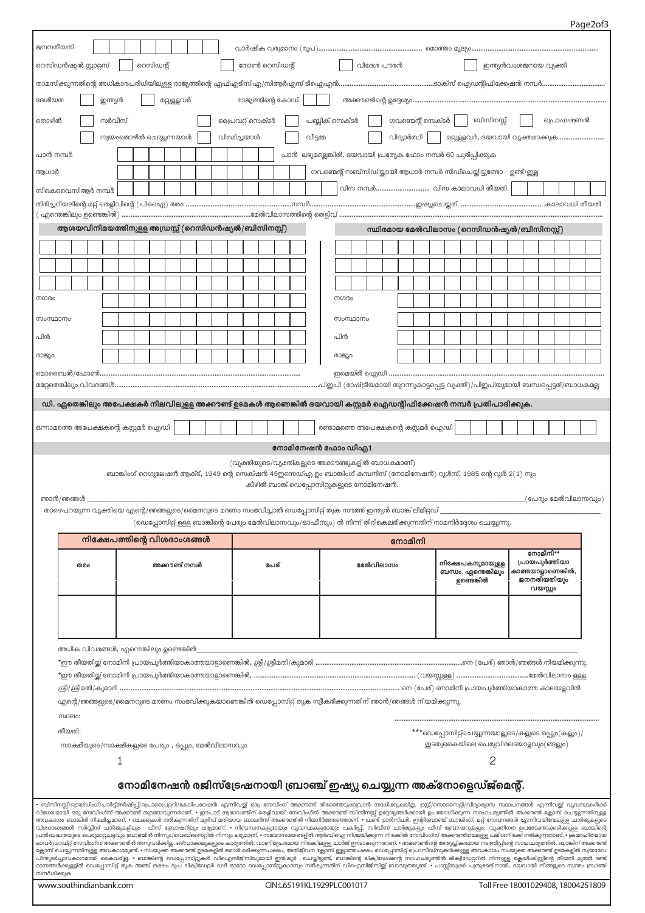ജനനതീയതി | | | | | | | | വാർഷിക വരുമാനം (രൂപ)........................................... മൊത്തം മൂല്യം..............................................

റെസിഡൻഷ്യൽ സ്റ്റാറ്റസ് ☐ റെസിഡന്റ് ☐ നോൺ റെസിഡന്റ് ☐ വിദേശ പൗരൻ ☐ ഇന്ത്യൻവംശജനായ വ്യക്തി

താമസിക്കുന്നതിന്റെ അധികാരപരിധിയിലുള്ള രാജ്യത്തിന്റെ എഫ്എടിസിഎ/സിആർഎസ് ടിഐഎൻ.....................................................ടാക്സ് ഐഡന്റിഫിക്കേഷൻ നമ്പർ..................................

ദേശീയത ☐ ഇന്ത്യൻ ☐ മറ്റുള്ളവർ രാജ്യത്തിന്റെ കോഡ് | | | അക്കൗണ്ടിന്റെ ഉദ്ദേശ്യം..........................................................

തൊഴിൽ ☐ സർവീസ് ☐ പ്രൈവറ്റ് സെക്ടർ ☐ പബ്ലിക് സെക്ടർ ☐ ഗവൺമെന്റ് സെക്ടർ ☐ ബിസിനസ്സ് ☐ പ്രൊഫഷണൽ

☐ സ്വയംതൊഴിൽ ചെയ്യുന്നയാൾ ☐ വിരമിച്ചയാൾ ☐ വീട്ടമ്മ ☐ വിദ്യാർത്ഥി ☐ മറ്റുള്ളവർ, ദയവായി വ്യക്തമാക്കുക..........................

പാൻ നമ്പർ | | | | | | | | | | | പാൻ ലഭ്യമല്ലെങ്കിൽ, ദയവായി പ്രത്യേക ഫോം നമ്പർ 60 പൂരിപ്പിക്കുക

ആധാർ | | | | | | | | | | | | | ഗവൺമെന്റ് സബ്സിഡിയ്ക്കായി ആധാർ നമ്പർ സീഡ്ചെയ്യിട്ടുണ്ടോ - ഉണ്ട്/ഇല്ല

സികെവൈസിആർ നമ്പർ | | | | | | | | | | | | | | | വിസ നമ്പർ............................. വിസ കാലാവധി തീയതി. | | | | | | | | |

തിരിച്ചറിയലിന്റെ മറ്റ് തെളിവിന്റെ (പിഒഐ) തരം ..............................................നമ്പർ.......................................................ഇഷ്യുചെയ്തത്...............................................കാലാവധി തീയതി

( എന്തെങ്കിലും ഉണ്ടെങ്കിൽ) .........................................................മേൽവിലാസത്തിന്റെ തെളിവ് .....................................................................................................

| ആശയവിനിമയത്തിനുള്ള അഡ്രസ്സ് (റെസിഡൻഷ്യൽ/ബിസിനസ്സ്) | സ്ഥിരമായ മേൽവിലാസം (റെസിഡൻഷ്യൽ/ബിസിനസ്സ്) |
|---|---|
| | |
| | |
| | |
| നഗരം | നഗരം |
| സംസ്ഥാനം | സംസ്ഥാനം |
| പിൻ | പിൻ |
| രാജ്യം | രാജ്യം |

മൊബൈൽ/ഫോൺ................................................................................... ഇമെയിൽ ഐഡി ...........................................................................................

മറ്റേതെങ്കിലും വിവരങ്ങൾ.............................................................................................പിഇപി (രാഷ്ട്രീയമായി തുറന്നുകാട്ടപ്പെട്ട വ്യക്തി)/പിഇപിയുമായി ബന്ധപ്പെട്ടത്/ബാധകമല്ല

**ഡി. ഏതെങ്കിലും അപേക്ഷകർ നിലവിലുള്ള അക്കൗണ്ട് ഉടമകൾ ആണെങ്കിൽ ദയവായി കസ്റ്റമർ ഐഡന്റിഫിക്കേഷൻ നമ്പർ പ്രതിപാദിക്കുക.**

ഒന്നാമത്തെ അപേക്ഷകന്റെ കസ്റ്റമർ ഐഡി | | | | | | | | | | രണ്ടാമത്തെ അപേക്ഷകന്റെ കസ്റ്റമർ ഐഡി | | | | | | | | | |

## നോമിനേഷൻ ഫോം ഡിഎ1

(വ്യക്തിയുടെ/വ്യക്തികളുടെ അക്കൗണ്ടുകളിൽ ബാധകമാണ്)

ബാങ്കിംഗ് റെഗുലേഷൻ ആക്ട്, 1949 ന്റെ സെക്ഷൻ 45ഇസഡ്എ ഉം ബാങ്കിംഗ് കമ്പനീസ് (നോമിനേഷൻ) റൂൾസ്, 1985 ന്റെ റൂൾ 2(1) നും കീഴിൽ ബാങ്ക് ഡെപ്പോസിറ്റുകളുടെ നോമിനേഷൻ.

ഞാൻ/ഞങ്ങൾ _______________________________________________________________________________________(പേരും മേൽവിലാസവും)

താഴെപറയുന്ന വ്യക്തിയെ എന്റെ/ഞങ്ങളുടെ/മൈനറുടെ മരണം സംഭവിച്ചാൽ ഡെപ്പോസിറ്റ് തുക സൗത്ത് ഇന്ത്യൻ ബാങ്ക് ലിമിറ്റഡ് ____________________________

(ഡെപ്പോസിറ്റ് ഉള്ള ബാങ്കിന്റെ പേരും മേൽവിലാസവും/ഓഫീസും) ൽ നിന്ന് തിരികെലഭിക്കുന്നതിന് നാമനിർദ്ദേശം ചെയ്യുന്നു.

| നിക്ഷേപത്തിന്റെ വിശദാംശങ്ങൾ | | നോമിനി | | | |
|---|---|---|---|---|---|
| തരം | അക്കൗണ്ട് നമ്പർ | പേര് | മേൽവിലാസം | നിക്ഷേപകനുമായുള്ള ബന്ധം, എന്തെങ്കിലും ഉണ്ടെങ്കിൽ | നോമിനി** പ്രായപൂർത്തിയാകാത്തയാളാണെങ്കിൽ, ജനനതീയതിയും വയസ്സും |
| | | | | | |

അധിക വിവരങ്ങൾ, എന്തെങ്കിലും ഉണ്ടെങ്കിൽ______________________________________________________________________________________

*ഈ തീയതിയ്ക്ക് നോമിനി പ്രായപൂർത്തിയാകാത്തയാളാണെങ്കിൽ, ശ്രീ/ശ്രീമതി/കുമാരി ..................................................................................നെ (പേര്) ഞാൻ/ഞങ്ങൾ നിയമിക്കുന്നു.

*ഈ തീയതിയ്ക്ക് നോമിനി പ്രായപൂർത്തിയാകാത്തയാളാണെങ്കിൽ, ............................................................................... (വയസ്സുള്ള) ........................................മേൽവിലാസം ഉള്ള

ശ്രീ/ശ്രീമതി/കുമാരി ....................................................................................................................... നെ (പേര്) നോമിനി പ്രായപൂർത്തിയാകാത്ത കാലയളവിൽ

എന്റെ/ഞങ്ങളുടെ/മൈനറുടെ മരണം സംഭവിക്കുകയാണെങ്കിൽ ഡെപ്പോസിറ്റ് തുക സ്വീകരിക്കുന്നതിന് ഞാൻ/ഞങ്ങൾ നിയമിക്കുന്നു.

സ്ഥലം: ...............................................................................

തീയതി: ***ഡെപ്പോസിറ്റ്ചെയ്യുന്നയാളുടെ/കളുടെ ഒപ്പും(കളും)/ ഇടതുകൈയിലെ പെരുവിരലടയാളവും(ങ്ങളും)

സാക്ഷിയുടെ/സാക്ഷികളുടെ പേരും , ഒപ്പും, മേൽവിലാസവും

1 2

## നോമിനേഷൻ രജിസ്ട്രേഷനായി ബ്രാഞ്ച് ഇഷ്യു ചെയ്യുന്ന അക്നോളെഡ്ജ്മെന്റ്.

• ബിസിനസ്സ്/ട്രെയ്ഡിംഗ്/പാർട്ട്ണർഷിപ്പ്/പ്രൊപ്രൈറ്ററി/കോർപറേഷൻ എന്നിവയ്ക്ക് ഒരു സേവിംഗ് അക്കൗണ്ട് തിരഞ്ഞെടുക്കുവാൻ സാധിക്കുകയില്ല. ട്രസ്റ്റ്/സൊസൈറ്റി/വിദ്യാഭ്യാസ സ്ഥാപനങ്ങൾ എന്നിവയ്ക്ക് വ്യവസ്ഥകൾക്ക് വിധേയമായി ഒരു സേവിംഗ്സ് അക്കൗണ്ട് തുടങ്ങാവുന്നതാണ്. • ഇടപാട് സ്വഭാവത്തിന് തെളിവായി സേവിംഗ്സ് അക്കൗണ്ട് ബിസിനസ്സ് ഉദ്ദേശ്യങ്ങൾക്കായി ഉപയോഗിക്കുന്ന സാഹചര്യത്തിൽ അക്കൗണ്ട് ക്ലോസ് ചെയ്യുന്നതിനുള്ള അവകാശം ബാങ്കിൽ നിക്ഷിപ്തമാണ്. • ചെക്കുകൾ നൽകുന്നതിന് മുൻപ് മതിയായ ബാലൻസ് അക്കൗണ്ടിൽ നിലനിർത്തേണ്ടതാണ്. • ഫണ്ട് ട്രാൻസ്ഫർ, ഇന്റർബ്രാഞ്ച് ബാങ്കിംഗ്, മറ്റ് സേവനങ്ങൾ എന്നിവയിന്മേലുള്ള ചാർജ്ജുകളുടെ വിശദാംശങ്ങൾ സർവ്വീസ് ചാർജ്ജുകളിലും ഫീസ് ബ്രോഷറിലും ലഭ്യമാണ്. • നിബന്ധനകളുടെയും വ്യവസ്ഥകളുടെയും പകർപ്പ്, സർവീസ് ചാർജ്ജുകളും ഫീസ് ബ്രോഷറുകളും, വ്യക്തിഗത ഉപഭോക്താക്കൾക്കുള്ള ബാങ്കിന്റെ പ്രതിബദ്ധതയുടെ പെരുമാറ്റച്ചട്ടവും ബ്രാഞ്ചിൽ നിന്നും/വെബ്സൈറ്റിൽ നിന്നും ലഭ്യമാണ്. • സമയാസമയങ്ങളിൽ ആർബിഐ നിശ്ചയിക്കുന്ന നിരക്കിൽ സേവിംഗ്സ് അക്കൗണ്ടിന്മേലുള്ള പലിശനിരക്ക് നൽകുന്നതാണ്. • ക്രമരഹിതമായ ഓവർഡ്രാഫ്റ്റ് സേവിംഗ്സ് അക്കൗണ്ടിൽ അനുവദിക്കില്ല. ഒഴിവാക്കലുകളുടെ കാര്യത്തിൽ, വാണിജ്യപരമായ നിരക്കിലുള്ള ചാർജ്ജ് ഈടാക്കുന്നതാണ്. • അക്കൗണ്ടിന്റെ അതൃപ്തികരമായ നടത്തിപ്പിന്റെ സാഹചര്യത്തിൽ, ബാങ്കിന് അക്കൗണ്ട് ക്ലോസ് ചെയ്യുന്നതിനുള്ള അവകാശമുണ്ട്. • സംയുക്ത അക്കൗണ്ട് ഉടമകളിൽ ഒരാൾ മരിക്കുന്നപക്ഷം, അതിജീവിത ക്ലോസ് ഇല്ലാത്തപക്ഷം ഡെപ്പോസിറ്റ് പ്രൊസീഡ്സുകൾക്കുള്ള അവകാശം സംയുക്ത അക്കൗണ്ട് ഉടമകളിൽ സ്വയമേവ പിന്തുടർച്ചാവകാശമായി കൈവരില്ല. • ബാങ്കിന്റെ ഡെപ്പോസിറ്റുകൾ ഡിഐസിജിസിയുമായി ഇൻഷ്വർ ചെയ്യിട്ടുണ്ട്, ബാങ്കിന്റെ ലിക്വിഡേഷന്റെ സാഹചര്യത്തിൽ ലിക്വിഡേറ്ററിൽ നിന്നുള്ള ക്ലെയിം ലിസ്റ്റിന്റെ തീയതി മുതൽ രണ്ട് മാസങ്ങൾക്കുള്ളിൽ ഡെപ്പോസിറ്റ് തുക അഞ്ച് ലക്ഷം രൂപ ലിക്വിഡേറ്റർ വഴി ഓരോ ഡെപ്പോസിറ്റർക്കും നൽകുന്നതിന് ഡിഐസിജിസി ബാധ്യതയുണ്ട്. • പാസ്സ്ബുക്ക് പുതുക്കലിനായി, ദയവായി നിങ്ങളുടെ സ്വന്തം ബ്രാഞ്ച് സന്ദർശിക്കുക.

www.southindianbank.com CIN:L65191KL1929PLC001017 Toll Free 18001029408, 18004251809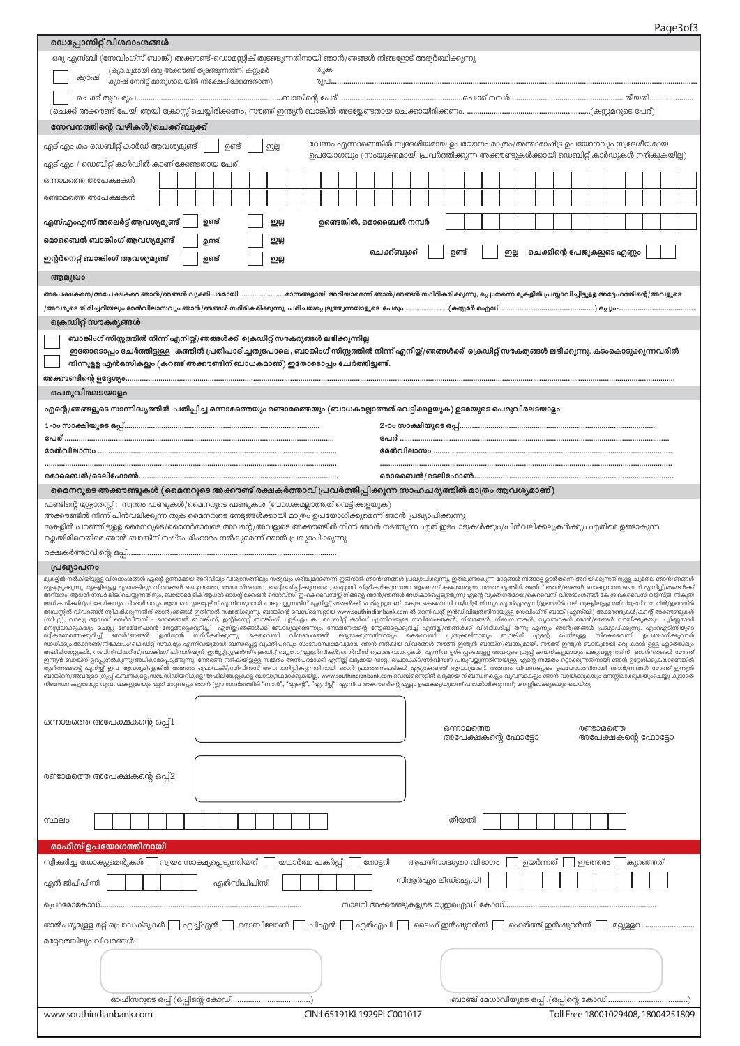## ഡെപ്പോസിറ്റ് വിശദാംശങ്ങൾ

ഒരു എസ്ബി (സേവിംഗ്സ് ബാങ്ക്) അക്കൗണ്ട്-ഡൊമസ്റ്റിക് തുടങ്ങുന്നതിനായി ഞാൻ/ഞങ്ങൾ നിങ്ങളോട് അഭ്യർത്ഥിക്കുന്നു

☐ ക്യാഷ് (ക്യാഷുമായി ഒരു അക്കൗണ്ട് തുടങ്ങുന്നതിന്, കസ്റ്റമർ ക്യാഷ് നേരിട്ട് മാത്യശാഖയിൽ നിക്ഷേപിക്കേണ്ടതാണ്) തുക രൂപ.................................................

☐ ചെക്ക് തുക രൂപ.......................................ബാങ്കിന്റെ പേര്.......................................ചെക്ക് നമ്പർ.......................................തീയതി...................

(ചെക്ക് അക്കൗണ്ട് പേയീ ആയി ക്രോസ്സ് ചെയ്യിരിക്കണം, സൗത്ത് ഇന്ത്യൻ ബാങ്കിൽ അടയ്ക്കേണ്ടതായ ചെക്കായിരിക്കണം. .......................................(കസ്റ്റമറുടെ പേര്)

## സേവനത്തിന്റെ വഴികൾ/ചെക്ക്ബുക്ക്

എടിഎം കം ഡെബിറ്റ് കാർഡ് ആവശ്യമുണ്ട് ☐ ഉണ്ട് ☐ ഇല്ല

വേണം എന്നാണെങ്കിൽ സ്വദേശീയമായ ഉപയോഗം മാത്രം/അന്താരാഷ്ട്ര ഉപയോഗവും സ്വദേശീയമായ ഉപയോഗവും (സംയുക്തമായി പ്രവർത്തിക്കുന്ന അക്കൗണ്ടുകൾക്കായി ഡെബിറ്റ് കാർഡുകൾ നൽകുകയില്ല)

എടിഎം / ഡെബിറ്റ് കാർഡിൽ കാണിക്കേണ്ടതായ പേര്

| | |
|---|---|
| ഒന്നാമത്തെ അപേക്ഷകൻ | |
| രണ്ടാമത്തെ അപേക്ഷകൻ | |

എസ്എംഎസ് അലെർട്ട് ആവശ്യമുണ്ട് ☐ ഉണ്ട് ☐ ഇല്ല ഉണ്ടെങ്കിൽ, മൊബൈൽ നമ്പർ

മൊബൈൽ ബാങ്കിംഗ് ആവശ്യമുണ്ട് ☐ ഉണ്ട് ☐ ഇല്ല

ഇന്റർനെറ്റ് ബാങ്കിംഗ് ആവശ്യമുണ്ട് ☐ ഉണ്ട് ☐ ഇല്ല

ചെക്ക്ബുക്ക് ☐ ഉണ്ട് ☐ ഇല്ല ചെക്കിന്റെ പേജുകളുടെ എണ്ണം

## ആമുഖം

അപേക്ഷകനെ/അപേക്ഷകരെ ഞാൻ/ഞങ്ങൾ വ്യക്തിപരമായി .......................മാസങ്ങളായി അറിയാമെന്ന് ഞാൻ/ഞങ്ങൾ സ്ഥിരീകരിക്കുന്നു, ഒപ്പംതന്നെ മുകളിൽ പ്രസ്താവിച്ചിട്ടുള്ള അദ്ദേഹത്തിന്റെ/അവളുടെ /അവരുടെ തിരിച്ചറിയലും മേൽവിലാസവും ഞാൻ/ഞങ്ങൾ സ്ഥിരീകരിക്കുന്നു. പരിചയപ്പെടുത്തുന്നയാളുടെ പേരും .......................(കസ്റ്റമർ ഐഡി .......................) ഒപ്പും-.......................

## ക്രെഡിറ്റ് സൗകര്യങ്ങൾ

☐ ബാങ്കിംഗ് സിസ്റ്റത്തിൽ നിന്ന് എനിയ്ക്ക്/ഞങ്ങൾക്ക് ക്രെഡിറ്റ് സൗകര്യങ്ങൾ ലഭിക്കുന്നില്ല

☐ ഇതോടൊപ്പം ചേർത്തിട്ടുള്ള കത്തിൽ പ്രതിപാദിച്ചതുപോലെ, ബാങ്കിംഗ് സിസ്റ്റത്തിൽ നിന്ന് എനിയ്ക്ക്/ഞങ്ങൾക്ക് ക്രെഡിറ്റ് സൗകര്യങ്ങൾ ലഭിക്കുന്നു. കടംകൊടുക്കുന്നവരിൽ നിന്നുള്ള എൻഒസിയും (കറണ്ട് അക്കൗണ്ടിന് ബാധകമാണ്) ഇതോടൊപ്പം ചേർത്തിട്ടുണ്ട്.

അക്കൗണ്ടിന്റെ ഉദ്ദേശ്യം.......................................

## പെരുവിരലടയാളം

എന്റെ/ഞങ്ങളുടെ സാന്നിദ്ധ്യത്തിൽ പതിപ്പിച്ച ഒന്നാമത്തെയും രണ്ടാമത്തെയും (ബാധകമല്ലാത്തത് വെട്ടിക്കളയുക) ഉടമയുടെ പെരുവിരലടയാളം

1-ാം സാക്ഷിയുടെ ഒപ്പ്.......................................
പേര് .......................................
മേൽവിലാസം .......................................
.......................................
മൊബൈൽ/ടെലിഫോൺ.......................................

2-ാം സാക്ഷിയുടെ ഒപ്പ്.......................................
പേര് .......................................
മേൽവിലാസം .......................................
.......................................
മൊബൈൽ/ടെലിഫോൺ.......................................

## മൈനറുടെ അക്കൗണ്ടുകൾ (മൈനറുടെ അക്കൗണ്ട് രക്ഷകർത്താവ് പ്രവർത്തിപ്പിക്കുന്ന സാഹചര്യത്തിൽ മാത്രം ആവശ്യമാണ്)

ഫണ്ടിന്റെ സ്രോതസ്സ്: സ്വന്തം ഫണ്ടുകൾ/മൈനറുടെ ഫണ്ടുകൾ (ബാധകമല്ലാത്തത് വെട്ടിക്കളയുക)

അക്കൗണ്ടിൽ നിന്ന് പിൻവലിക്കുന്ന തുക മൈനറുടെ നേട്ടങ്ങൾക്കായി മാത്രം ഉപയോഗിക്കുമെന്ന് ഞാൻ പ്രഖ്യാപിക്കുന്നു

മുകളിൽ പറഞ്ഞിട്ടുള്ള മൈനറുടെ/മൈനർമാരുടെ അവന്റെ/അവളുടെ അക്കൗണ്ടുകളിൽ നിന്ന് ഞാൻ നടത്തുന്ന ഏത് ഇടപാടുകൾക്കും/പിൻവലിക്കലുകൾക്കും എതിരെ ഉണ്ടാകുന്ന ക്ലെയിമിനെതിരെ ഞാൻ ബാങ്കിന് നഷ്ടപരിഹാരം നൽകുമെന്ന് ഞാൻ പ്രഖ്യാപിക്കുന്നു

രക്ഷകർത്താവിന്റെ ഒപ്പ്.......................................

## പ്രഖ്യാപനം

മുകളിൽ നൽകിയിട്ടുള്ള വിശദാംശങ്ങൾ എന്റെ ഉത്തമമായ അറിവിലും വിശ്വാസത്തിലും സത്യവും ശരിയുമാണെന്ന് ഇതിനാൽ ഞാൻ/ഞങ്ങൾ പ്രഖ്യാപിക്കുന്നു, ഇതിലുണ്ടാകുന്ന മാറ്റങ്ങൾ നിങ്ങളെ ഉടൻതന്നെ അറിയിക്കുന്നതിനുള്ള ചുമതല ഞാൻ/ഞങ്ങൾ ഏറ്റെടുക്കുന്നു. മുകളിലുള്ള ഏതെങ്കിലും വിവരങ്ങൾ തെറ്റായതോ, അയഥാർത്ഥമോ, തെറ്റിദ്ധരിപ്പിക്കുന്നതോ, തെറ്റായി ചിത്രീകരിക്കുന്നതോ ആണെന്ന് കണ്ടെത്തുന്ന സാഹചര്യത്തിൽ അതിന് ഞാൻ/ഞങ്ങൾ ബാധ്യസ്ഥനാണെന്ന് എനിയ്ക്ക്/ഞങ്ങൾക്ക് അറിയാം. ആധാർ നമ്പർ ലിങ്ക് ചെയ്യുന്നതിനും, ബയോമെട്രിക് ആധാർ ഓഥന്റിക്കേഷൻ സെർവീസ്, ഇ-കെവൈസിയ്ക്ക് നിങ്ങളെ ഞാൻ/ഞങ്ങൾ അധികാരപ്പെടുത്തുന്നു. എന്റെ വ്യക്തിഗതമായ/കെവൈസി വിശദാംശങ്ങൾ കേന്ദ്ര കെവൈസി റജിസ്ട്രി, നികുതി അധികാരികൾ/പ്രാദേശികവും വിദേശീയവും ആയ റെഗുലേറ്ററീസ് എന്നിവരുമായി പങ്കുവയ്ക്കുന്നതിന് എനിയ്ക്ക്/ഞങ്ങൾക്ക് താൽപ്പര്യമാണ്. കേന്ദ്ര കെവൈസി റജിസ്ട്രി നിന്നും എസ്എംഎസ്/ഇമെയിൽ വഴി മുകളിലുള്ള രജിസ്റ്റേർഡ് നമ്പറിൽ/ഇമെയിൽ അഡ്രസ്സിൽ വിവരങ്ങൾ സ്വീകരിക്കുന്നതിന് ഞാൻ/ഞങ്ങൾ സമ്മതിക്കുന്നു. ബാങ്കിന്റെ വെബ്സൈറ്റായ www.southindianbank.com ൽ റെഡിഡന്റ് ഇന്ത്യവിയ്ക്കുൾ നിന്നായുള്ള സേവിംഗ്സ് ബാങ്ക് (എസ്ബി) അക്കൗണ്ടുകൾ/കറന്റ് അക്കൗണ്ടുകൾ (സിഎ), വാല്യു ആഡഡ് സെർവീസസ് - മൊബൈൽ ബാങ്കിംഗ്, ഇന്റർനെറ്റ് ബാങ്കിംഗ്, എടിഎം കം ഡെബിറ്റ് കാർഡ് എന്നിവയുടെ സവിശേഷതകൾ, നിയമങ്ങൾ, നിബന്ധനകൾ, വ്യവസ്ഥകൾ ഞാൻ/ഞങ്ങൾ വായിക്കുകയും പൂർണ്ണമായി മനസ്സിലാക്കുകയും ചെയ്യു. നോമിനേഷന്റെ നേട്ടങ്ങളെക്കുറിച്ച് എനിയ്ക്ക്/ഞങ്ങൾക്ക് ബോധ്യമുണ്ടെന്നും, നോമിനേഷന്റെ നേട്ടങ്ങളെക്കുറിച്ച് എനിയ്ക്ക്/ഞങ്ങൾക്ക് വിശദീകരിച്ച് തന്നു എന്നും ഞാൻ/ഞങ്ങൾ പ്രഖ്യാപിക്കുന്നു. ഏതെങ്കിലിയുടെ സ്വീകരണത്തെക്കുറിച്ച് ഞാൻ/ഞങ്ങൾ ഇതിനാൽ സ്ഥിരീകരിക്കുന്നു. കെവൈസി വിശദാംശങ്ങൾ ലഭ്യമാക്കുന്നതിനായും കെവൈസി പുതുക്കലിനായും ബാങ്കിന് എന്റെ പേരിലുള്ള സികെവൈസി ഉപയോഗിക്കുവാൻ സാധിക്കും.അക്കൗണ്ട്/നിക്ഷേപം/ക്രെഡിറ്റ് സൗകര്യം എന്നിവയുമായി ബന്ധപ്പെട്ട വ്യക്തിപരവും സംവേദനക്ഷമവുമായ ഞാൻ നൽകിയ വിവരങ്ങൾ സൗത്ത് ഇന്ത്യൻ ബാങ്കിന്/ബാങ്കുമായി, സൗത്ത് ഇന്ത്യൻ ബാങ്കുമായി ഒരു കരാർ ഉള്ള ഏതെങ്കിലും അഫിലിയേറ്റുകൾ, സബ്സിഡിയറികൾ/ബാങ്കിംഗ് ഫിനാൻഷ്യൽ ഇന്റസ്റ്റിറ്റ്യൂഷൻസ്/ക്രെഡിറ്റ് ബ്യൂറോ/ഏജൻസികൾ/സെർവീസ് പ്രൊവൈഡറുകൾ എന്നിവ ഉൾപ്പെടെയുള്ള അവരുടെ ഗ്രൂപ്പ് കമ്പനികളുമായും പങ്കുവയ്ക്കുന്നതിന് ഞാൻ/ഞങ്ങൾ സൗത്ത് ഇന്ത്യൻ ബാങ്കിന് ഉറപ്പുനൽകുന്നു/അധികാരപ്പെടുത്തുന്നു. നേരത്തെ നൽകിയിട്ടുള്ള സമ്മതം ആവശ്യമാകാണ് എനിയ്ക്ക് ലഭ്യമായ ഡാറ്റ, പ്രൊഡക്ട്/സെർവീസ് പങ്കുവയ്ക്കുന്നതിനായുള്ള എന്റെ സമ്മതം റദ്ദാക്കുന്നതിനായി ഞാൻ ഉദ്ദേശിക്കുകയാണെങ്കിൽ തുടർന്നങ്ങോട്ട് എനിയ്ക്ക് ഇവ ആവശ്യമില്ലെങ്കിൽ അത്തരം പ്രൊഡക്ട്/സെർവീസ് അവസാനിപ്പിക്കുന്നതിനായി ഞാൻ പ്രാരംഭനടപടികൾ എടുക്കേണ്ടത് ആവശ്യമാണ്. അത്തരം വിവരങ്ങളുടെ ഉപയോഗത്തിനായി ഞാൻ/ഞങ്ങൾ സൗത്ത് ഇന്ത്യൻ ബാങ്കിനെ/അവരുടെ ഗ്രൂപ്പ് കമ്പനികളെ/സബ്സിഡിയറികളെ/അഫിലിയേറ്റുകളെ ബാധ്യസ്ഥമാക്കുകയില്ല. www.southindianbank.com വെബ്സൈറ്റിൽ ലഭ്യമായ നിബന്ധനകളും വ്യവസ്ഥകളും ഞാൻ വായിക്കുകയും മനസ്സിലാക്കുകയും ചെയ്യു കൂടാതെ നിബന്ധനകളുടെയും വ്യവസ്ഥകളുടെയും ഏത് മാറ്റങ്ങളും ഞാൻ (ഈ സന്ദർഭത്തിൽ "ഞാൻ", "എന്റെ", "എനിയ്ക്ക്" എന്നിവ അക്കൗണ്ടിന്റെ എല്ലാ ഉടമകളെയുമാണ് പരാമർശിക്കുന്നത്) മനസ്സിലാക്കുകയും ചെയ്യു.

ഒന്നാമത്തെ അപേക്ഷകന്റെ ഒപ്പ്1

രണ്ടാമത്തെ അപേക്ഷകന്റെ ഒപ്പ്2

ഒന്നാമത്തെ അപേക്ഷകന്റെ ഫോട്ടോ

രണ്ടാമത്തെ അപേക്ഷകന്റെ ഫോട്ടോ

സ്ഥലം

തീയതി

## ഓഫീസ് ഉപയോഗത്തിനായി

സ്വീകരിച്ച ഡോക്യുമെന്റുകൾ ☐ സ്വയം സാക്ഷ്യപ്പെടുത്തിയത് ☐ യഥാർത്ഥ പകർപ്പ് ☐ നോട്ടറി

ആപത്സാദ്ധ്യതാ വിഭാഗം ☐ ഉയർന്നത് ☐ ഇടത്തരം ☐ കുറഞ്ഞത്

എൽ ജിപിപിസി

എൽസിപിപിസി

സിആർഎം ലീഡ്ഐഡി

പ്രൊമോകോഡ്.......................................

സാലറി അക്കൗണ്ടുകളുടെ യൂണിഐഡി കോഡ്.......................................

താൽപര്യമുള്ള മറ്റ് പ്രൊഡക്ടുകൾ ☐ എച്ച്എൽ ☐ മൊബിലോൺ ☐ പിഎൽ ☐ എൽഎപി ☐ ലൈഫ് ഇൻഷുറൻസ് ☐ ഹെൽത്ത് ഇൻഷുറൻസ് ☐ മറ്റുള്ളവ.......................

മറ്റേതെങ്കിലും വിവരങ്ങൾ:

ഓഫീസറുടെ ഒപ്പ് (ഒപ്പിന്റെ കോഡ്.......................)

ബ്രാഞ്ച് മേധാവിയുടെ ഒപ്പ് .(ഒപ്പിന്റെ കോഡ്.......................)

www.southindianbank.com | CIN:L65191KL1929PLC001017 | Toll Free 18001029408, 18004251809